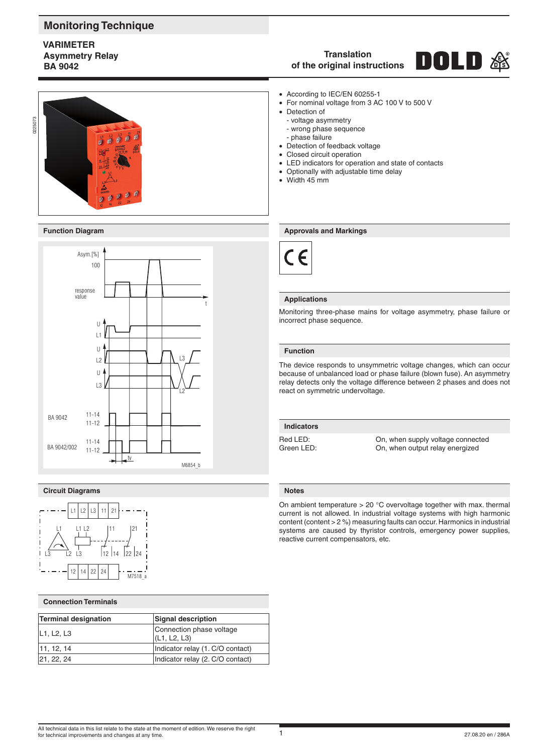# Monitoring Technique

**VARIMETER**
**Asymmetry Relay**
**BA 9042**

**Translation of the original instructions**

- According to IEC/EN 60255-1
- For nominal voltage from 3 AC 100 V to 500 V
- Detection of
  - voltage asymmetry
  - wrong phase sequence
  - phase failure
- Detection of feedback voltage
- Closed circuit operation
- LED indicators for operation and state of contacts
- Optionally with adjustable time delay
- Width 45 mm

## Function Diagram

## Approvals and Markings

## Applications

Monitoring three-phase mains for voltage asymmetry, phase failure or incorrect phase sequence.

## Function

The device responds to unsymmetric voltage changes, which can occur because of unbalanced load or phase failure (blown fuse). An asymmetry relay detects only the voltage difference between 2 phases and does not react on symmetric undervoltage.

## Indicators

| | |
|---|---|
| Red LED: | On, when supply voltage connected |
| Green LED: | On, when output relay energized |

## Circuit Diagrams

## Notes

On ambient temperature > 20 °C overvoltage together with max. thermal current is not allowed. In industrial voltage systems with high harmonic content (content > 2 %) measuring faults can occur. Harmonics in industrial systems are caused by thyristor controls, emergency power supplies, reactive current compensators, etc.

## Connection Terminals

| Terminal designation | Signal description |
|---|---|
| L1, L2, L3 | Connection phase voltage (L1, L2, L3) |
| 11, 12, 14 | Indicator relay (1. C/O contact) |
| 21, 22, 24 | Indicator relay (2. C/O contact) |

All technical data in this list relate to the state at the moment of edition. We reserve the right for technical improvements and changes at any time.

27.08.20 en / 286A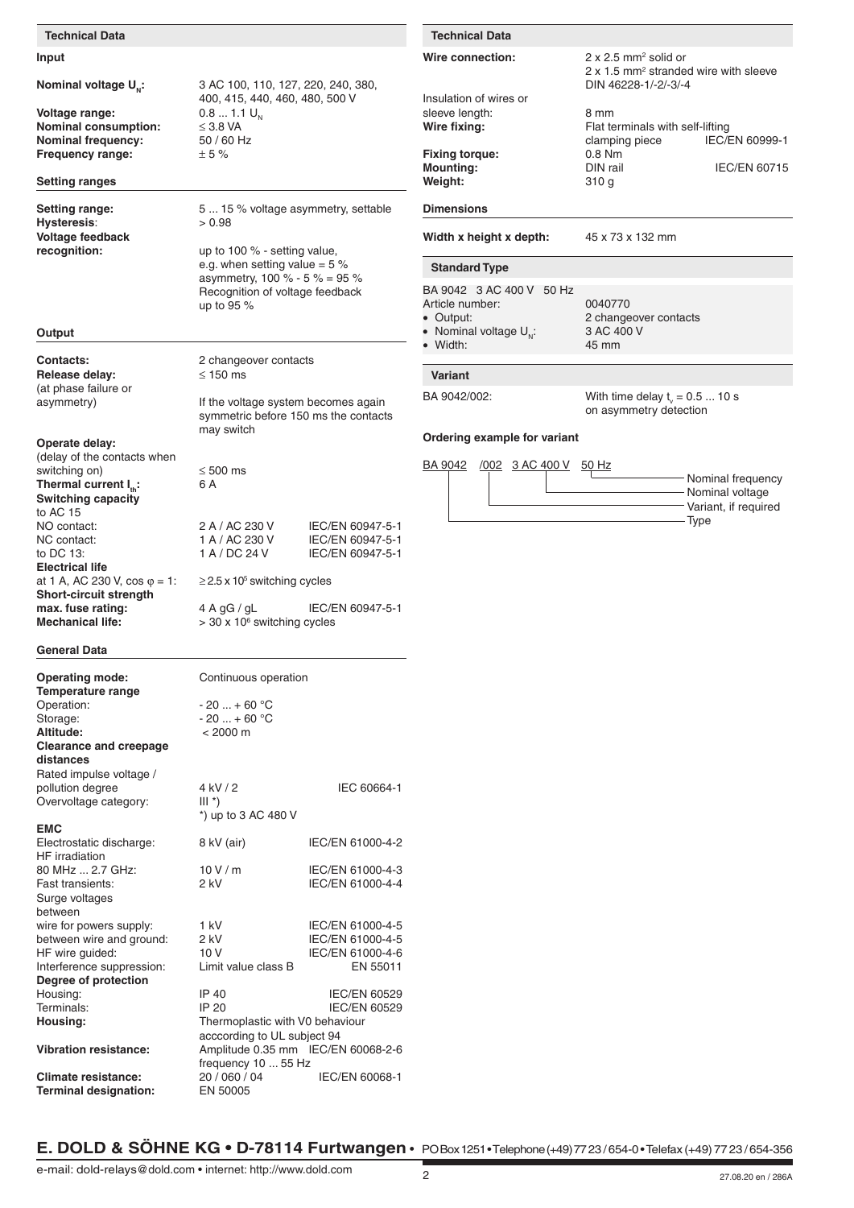## Technical Data

### Input

| | | |
|---|---|---|
| **Nominal voltage $U_N$:** | 3 AC 100, 110, 127, 220, 240, 380, 400, 415, 440, 460, 480, 500 V | |
| **Voltage range:** | 0.8 ... 1.1 $U_N$ | |
| **Nominal consumption:** | ≤ 3.8 VA | |
| **Nominal frequency:** | 50 / 60 Hz | |
| **Frequency range:** | ± 5 % | |

### Setting ranges

| | |
|---|---|
| **Setting range:** | 5 ... 15 % voltage asymmetry, settable |
| **Hysteresis:** | > 0.98 |
| **Voltage feedback recognition:** | up to 100 % - setting value, e.g. when setting value = 5 % asymmetry, 100 % - 5 % = 95 % Recognition of voltage feedback up to 95 % |

### Output

| | | |
|---|---|---|
| **Contacts:** | 2 changeover contacts | |
| **Release delay:** | ≤ 150 ms | |
| (at phase failure or asymmetry) | If the voltage system becomes again symmetric before 150 ms the contacts may switch | |
| **Operate delay:** (delay of the contacts when switching on) | ≤ 500 ms | |
| **Thermal current $I_{th}$:** | 6 A | |
| **Switching capacity** to AC 15 | | |
| NO contact: | 2 A / AC 230 V | IEC/EN 60947-5-1 |
| NC contact: | 1 A / AC 230 V | IEC/EN 60947-5-1 |
| to DC 13: | 1 A / DC 24 V | IEC/EN 60947-5-1 |
| **Electrical life** at 1 A, AC 230 V, cos φ = 1: | ≥ 2.5 x $10^5$ switching cycles | |
| **Short-circuit strength max. fuse rating:** | 4 A gG / gL | IEC/EN 60947-5-1 |
| **Mechanical life:** | > 30 x $10^6$ switching cycles | |

### General Data

| | | |
|---|---|---|
| **Operating mode:** | Continuous operation | |
| **Temperature range** | | |
| Operation: | - 20 ... + 60 °C | |
| Storage: | - 20 ... + 60 °C | |
| **Altitude:** | < 2000 m | |
| **Clearance and creepage distances** | | |
| Rated impulse voltage / pollution degree | 4 kV / 2 | IEC 60664-1 |
| Overvoltage category: | III *) <br> *) up to 3 AC 480 V | |
| **EMC** | | |
| Electrostatic discharge: | 8 kV (air) | IEC/EN 61000-4-2 |
| HF irradiation 80 MHz ... 2.7 GHz: | 10 V / m | IEC/EN 61000-4-3 |
| Fast transients: | 2 kV | IEC/EN 61000-4-4 |
| Surge voltages between wire for powers supply: | 1 kV | IEC/EN 61000-4-5 |
| between wire and ground: | 2 kV | IEC/EN 61000-4-5 |
| HF wire guided: | 10 V | IEC/EN 61000-4-6 |
| Interference suppression: | Limit value class B | EN 55011 |
| **Degree of protection** | | |
| Housing: | IP 40 | IEC/EN 60529 |
| Terminals: | IP 20 | IEC/EN 60529 |
| **Housing:** | Thermoplastic with V0 behaviour acccording to UL subject 94 | |
| **Vibration resistance:** | Amplitude 0.35 mm frequency 10 ... 55 Hz | IEC/EN 60068-2-6 |
| **Climate resistance:** | 20 / 060 / 04 | IEC/EN 60068-1 |
| **Terminal designation:** | EN 50005 | |

## Technical Data

| | | |
|---|---|---|
| **Wire connection:** | 2 x 2.5 mm² solid or <br> 2 x 1.5 mm² stranded wire with sleeve DIN 46228-1/-2/-3/-4 | |
| Insulation of wires or sleeve length: | 8 mm | |
| **Wire fixing:** | Flat terminals with self-lifting clamping piece | IEC/EN 60999-1 |
| **Fixing torque:** | 0.8 Nm | |
| **Mounting:** | DIN rail | IEC/EN 60715 |
| **Weight:** | 310 g | |

### Dimensions

**Width x height x depth:** 45 x 73 x 132 mm

### Standard Type

BA 9042 3 AC 400 V 50 Hz

| | |
|---|---|
| Article number: | 0040770 |
| • Output: | 2 changeover contacts |
| • Nominal voltage $U_N$: | 3 AC 400 V |
| • Width: | 45 mm |

### Variant

BA 9042/002: With time delay $t_v$ = 0.5 ... 10 s on asymmetry detection

### Ordering example for variant

BA 9042 /002 3 AC 400 V 50 Hz

- 50 Hz – Nominal frequency
- 3 AC 400 V – Nominal voltage
- /002 – Variant, if required
- BA 9042 – Type

**E. DOLD & SÖHNE KG • D-78114 Furtwangen** • PO Box 1251 • Telephone (+49) 77 23 / 654-0 • Telefax (+49) 77 23 / 654-356

e-mail: dold-relays@dold.com • internet: http://www.dold.com

27.08.20 en / 286A